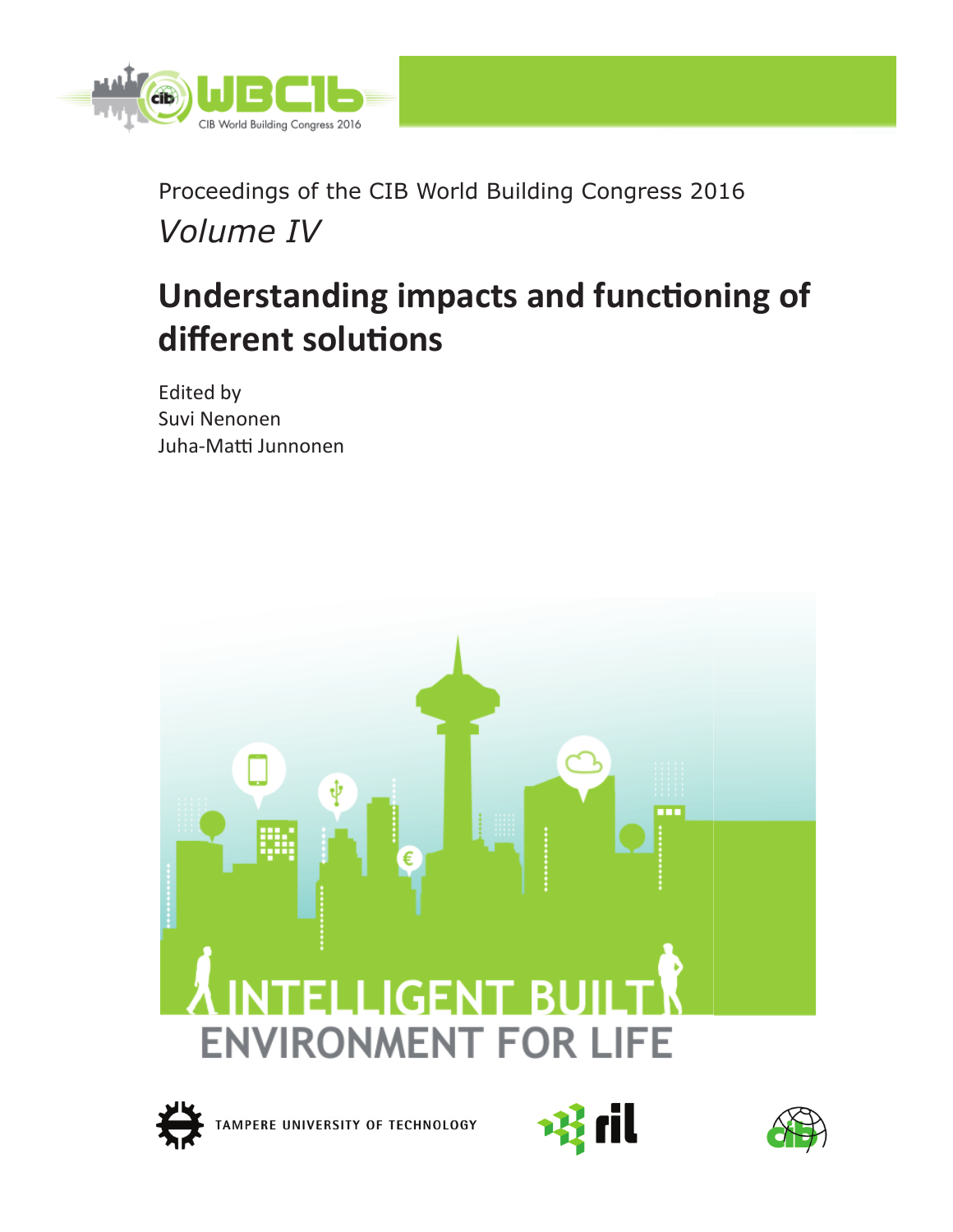Proceedings of the CIB World Building Congress 2016

*Volume IV*

# Understanding impacts and functioning of different solutions

Edited by
Suvi Nenonen
Juha-Matti Junnonen

INTELLIGENT BUILT ENVIRONMENT FOR LIFE

TAMPERE UNIVERSITY OF TECHNOLOGY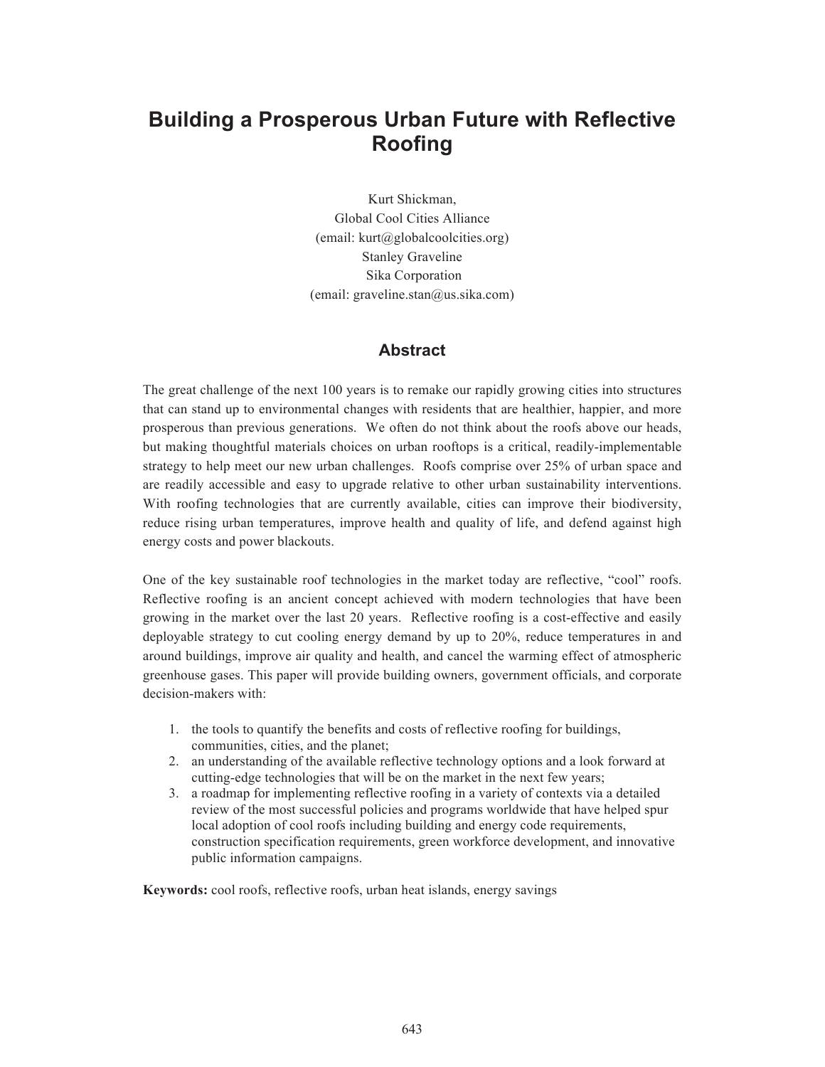# Building a Prosperous Urban Future with Reflective Roofing

Kurt Shickman,
Global Cool Cities Alliance
(email: kurt@globalcoolcities.org)
Stanley Graveline
Sika Corporation
(email: graveline.stan@us.sika.com)

## Abstract

The great challenge of the next 100 years is to remake our rapidly growing cities into structures that can stand up to environmental changes with residents that are healthier, happier, and more prosperous than previous generations. We often do not think about the roofs above our heads, but making thoughtful materials choices on urban rooftops is a critical, readily-implementable strategy to help meet our new urban challenges. Roofs comprise over 25% of urban space and are readily accessible and easy to upgrade relative to other urban sustainability interventions. With roofing technologies that are currently available, cities can improve their biodiversity, reduce rising urban temperatures, improve health and quality of life, and defend against high energy costs and power blackouts.

One of the key sustainable roof technologies in the market today are reflective, "cool" roofs. Reflective roofing is an ancient concept achieved with modern technologies that have been growing in the market over the last 20 years. Reflective roofing is a cost-effective and easily deployable strategy to cut cooling energy demand by up to 20%, reduce temperatures in and around buildings, improve air quality and health, and cancel the warming effect of atmospheric greenhouse gases. This paper will provide building owners, government officials, and corporate decision-makers with:

1. the tools to quantify the benefits and costs of reflective roofing for buildings, communities, cities, and the planet;
2. an understanding of the available reflective technology options and a look forward at cutting-edge technologies that will be on the market in the next few years;
3. a roadmap for implementing reflective roofing in a variety of contexts via a detailed review of the most successful policies and programs worldwide that have helped spur local adoption of cool roofs including building and energy code requirements, construction specification requirements, green workforce development, and innovative public information campaigns.

**Keywords:** cool roofs, reflective roofs, urban heat islands, energy savings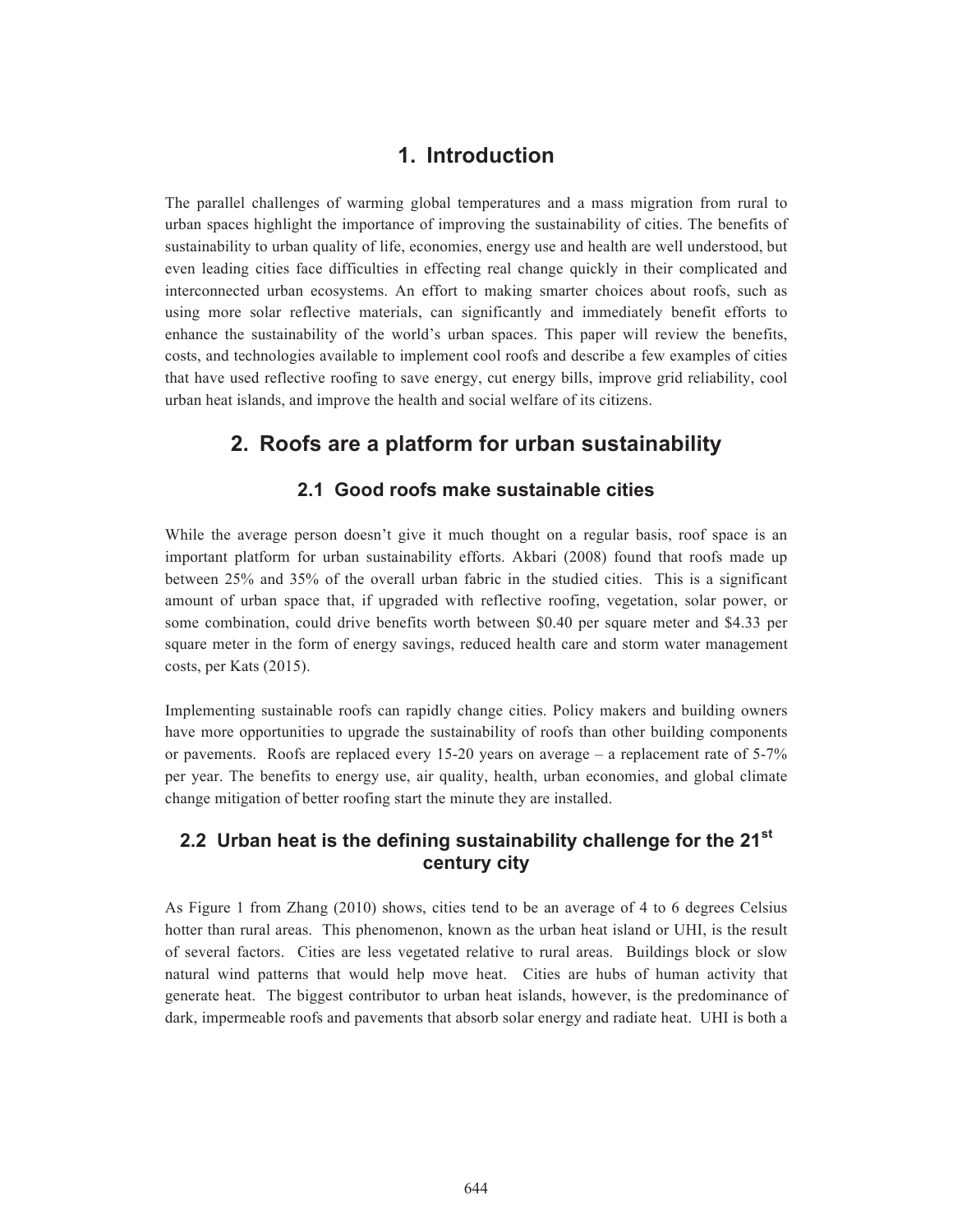# 1. Introduction

The parallel challenges of warming global temperatures and a mass migration from rural to urban spaces highlight the importance of improving the sustainability of cities. The benefits of sustainability to urban quality of life, economies, energy use and health are well understood, but even leading cities face difficulties in effecting real change quickly in their complicated and interconnected urban ecosystems. An effort to making smarter choices about roofs, such as using more solar reflective materials, can significantly and immediately benefit efforts to enhance the sustainability of the world's urban spaces. This paper will review the benefits, costs, and technologies available to implement cool roofs and describe a few examples of cities that have used reflective roofing to save energy, cut energy bills, improve grid reliability, cool urban heat islands, and improve the health and social welfare of its citizens.

# 2. Roofs are a platform for urban sustainability

## 2.1 Good roofs make sustainable cities

While the average person doesn't give it much thought on a regular basis, roof space is an important platform for urban sustainability efforts. Akbari (2008) found that roofs made up between 25% and 35% of the overall urban fabric in the studied cities. This is a significant amount of urban space that, if upgraded with reflective roofing, vegetation, solar power, or some combination, could drive benefits worth between $0.40 per square meter and $4.33 per square meter in the form of energy savings, reduced health care and storm water management costs, per Kats (2015).

Implementing sustainable roofs can rapidly change cities. Policy makers and building owners have more opportunities to upgrade the sustainability of roofs than other building components or pavements. Roofs are replaced every 15-20 years on average – a replacement rate of 5-7% per year. The benefits to energy use, air quality, health, urban economies, and global climate change mitigation of better roofing start the minute they are installed.

## 2.2 Urban heat is the defining sustainability challenge for the 21st century city

As Figure 1 from Zhang (2010) shows, cities tend to be an average of 4 to 6 degrees Celsius hotter than rural areas. This phenomenon, known as the urban heat island or UHI, is the result of several factors. Cities are less vegetated relative to rural areas. Buildings block or slow natural wind patterns that would help move heat. Cities are hubs of human activity that generate heat. The biggest contributor to urban heat islands, however, is the predominance of dark, impermeable roofs and pavements that absorb solar energy and radiate heat. UHI is both a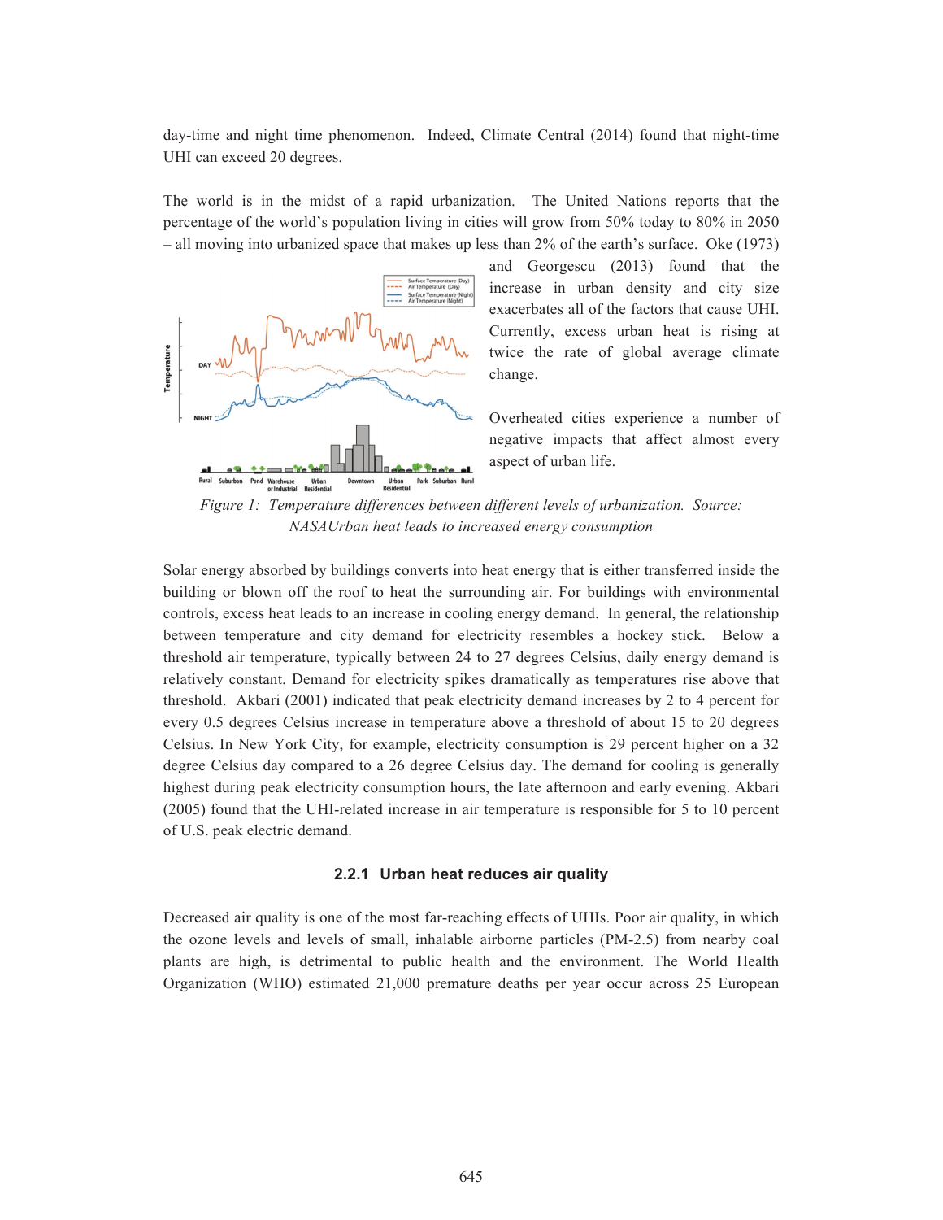day-time and night time phenomenon. Indeed, Climate Central (2014) found that night-time UHI can exceed 20 degrees.

The world is in the midst of a rapid urbanization. The United Nations reports that the percentage of the world's population living in cities will grow from 50% today to 80% in 2050 – all moving into urbanized space that makes up less than 2% of the earth's surface. Oke (1973) and Georgescu (2013) found that the increase in urban density and city size exacerbates all of the factors that cause UHI. Currently, excess urban heat is rising at twice the rate of global average climate change.

Overheated cities experience a number of negative impacts that affect almost every aspect of urban life.

*Figure 1: Temperature differences between different levels of urbanization. Source: NASAUrban heat leads to increased energy consumption*

Solar energy absorbed by buildings converts into heat energy that is either transferred inside the building or blown off the roof to heat the surrounding air. For buildings with environmental controls, excess heat leads to an increase in cooling energy demand. In general, the relationship between temperature and city demand for electricity resembles a hockey stick. Below a threshold air temperature, typically between 24 to 27 degrees Celsius, daily energy demand is relatively constant. Demand for electricity spikes dramatically as temperatures rise above that threshold. Akbari (2001) indicated that peak electricity demand increases by 2 to 4 percent for every 0.5 degrees Celsius increase in temperature above a threshold of about 15 to 20 degrees Celsius. In New York City, for example, electricity consumption is 29 percent higher on a 32 degree Celsius day compared to a 26 degree Celsius day. The demand for cooling is generally highest during peak electricity consumption hours, the late afternoon and early evening. Akbari (2005) found that the UHI-related increase in air temperature is responsible for 5 to 10 percent of U.S. peak electric demand.

### 2.2.1 Urban heat reduces air quality

Decreased air quality is one of the most far-reaching effects of UHIs. Poor air quality, in which the ozone levels and levels of small, inhalable airborne particles (PM-2.5) from nearby coal plants are high, is detrimental to public health and the environment. The World Health Organization (WHO) estimated 21,000 premature deaths per year occur across 25 European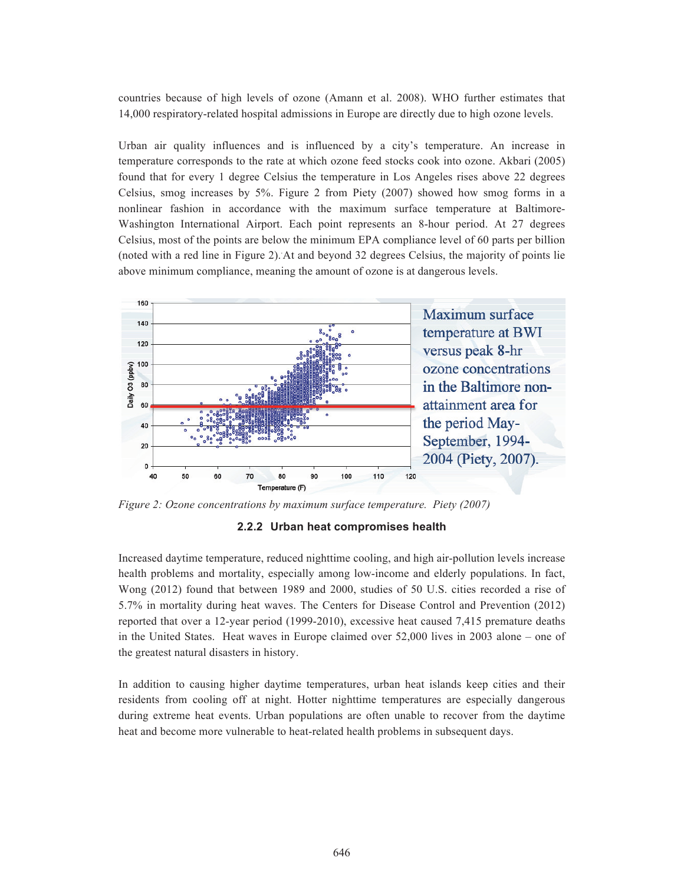countries because of high levels of ozone (Amann et al. 2008). WHO further estimates that 14,000 respiratory-related hospital admissions in Europe are directly due to high ozone levels.

Urban air quality influences and is influenced by a city's temperature. An increase in temperature corresponds to the rate at which ozone feed stocks cook into ozone. Akbari (2005) found that for every 1 degree Celsius the temperature in Los Angeles rises above 22 degrees Celsius, smog increases by 5%. Figure 2 from Piety (2007) showed how smog forms in a nonlinear fashion in accordance with the maximum surface temperature at Baltimore-Washington International Airport. Each point represents an 8-hour period. At 27 degrees Celsius, most of the points are below the minimum EPA compliance level of 60 parts per billion (noted with a red line in Figure 2). At and beyond 32 degrees Celsius, the majority of points lie above minimum compliance, meaning the amount of ozone is at dangerous levels.

*Figure 2: Ozone concentrations by maximum surface temperature. Piety (2007)*

### 2.2.2 Urban heat compromises health

Increased daytime temperature, reduced nighttime cooling, and high air-pollution levels increase health problems and mortality, especially among low-income and elderly populations. In fact, Wong (2012) found that between 1989 and 2000, studies of 50 U.S. cities recorded a rise of 5.7% in mortality during heat waves. The Centers for Disease Control and Prevention (2012) reported that over a 12-year period (1999-2010), excessive heat caused 7,415 premature deaths in the United States. Heat waves in Europe claimed over 52,000 lives in 2003 alone – one of the greatest natural disasters in history.

In addition to causing higher daytime temperatures, urban heat islands keep cities and their residents from cooling off at night. Hotter nighttime temperatures are especially dangerous during extreme heat events. Urban populations are often unable to recover from the daytime heat and become more vulnerable to heat-related health problems in subsequent days.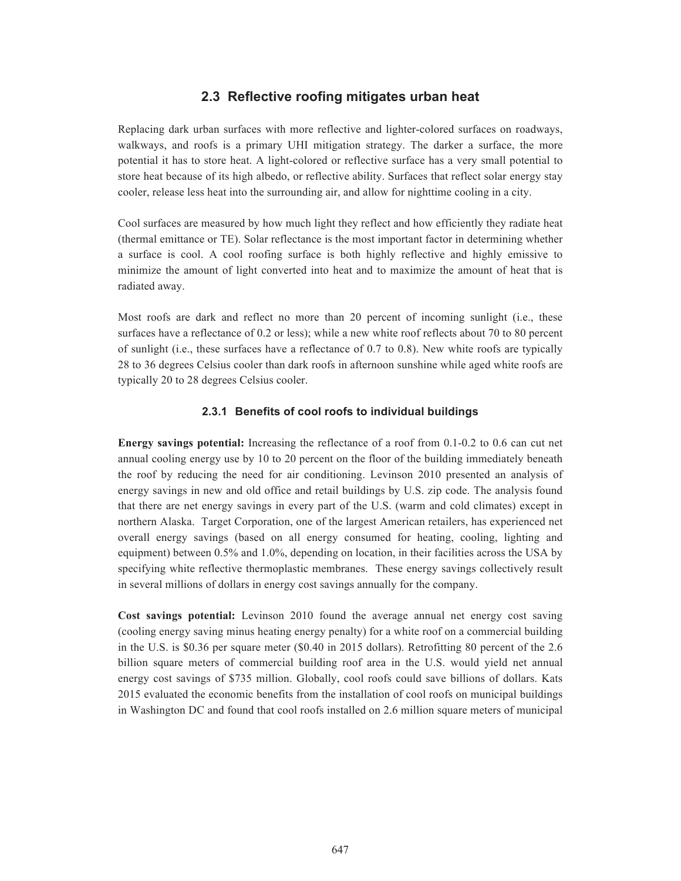## 2.3 Reflective roofing mitigates urban heat

Replacing dark urban surfaces with more reflective and lighter-colored surfaces on roadways, walkways, and roofs is a primary UHI mitigation strategy. The darker a surface, the more potential it has to store heat. A light-colored or reflective surface has a very small potential to store heat because of its high albedo, or reflective ability. Surfaces that reflect solar energy stay cooler, release less heat into the surrounding air, and allow for nighttime cooling in a city.

Cool surfaces are measured by how much light they reflect and how efficiently they radiate heat (thermal emittance or TE). Solar reflectance is the most important factor in determining whether a surface is cool. A cool roofing surface is both highly reflective and highly emissive to minimize the amount of light converted into heat and to maximize the amount of heat that is radiated away.

Most roofs are dark and reflect no more than 20 percent of incoming sunlight (i.e., these surfaces have a reflectance of 0.2 or less); while a new white roof reflects about 70 to 80 percent of sunlight (i.e., these surfaces have a reflectance of 0.7 to 0.8). New white roofs are typically 28 to 36 degrees Celsius cooler than dark roofs in afternoon sunshine while aged white roofs are typically 20 to 28 degrees Celsius cooler.

### 2.3.1 Benefits of cool roofs to individual buildings

**Energy savings potential:** Increasing the reflectance of a roof from 0.1-0.2 to 0.6 can cut net annual cooling energy use by 10 to 20 percent on the floor of the building immediately beneath the roof by reducing the need for air conditioning. Levinson 2010 presented an analysis of energy savings in new and old office and retail buildings by U.S. zip code. The analysis found that there are net energy savings in every part of the U.S. (warm and cold climates) except in northern Alaska. Target Corporation, one of the largest American retailers, has experienced net overall energy savings (based on all energy consumed for heating, cooling, lighting and equipment) between 0.5% and 1.0%, depending on location, in their facilities across the USA by specifying white reflective thermoplastic membranes. These energy savings collectively result in several millions of dollars in energy cost savings annually for the company.

**Cost savings potential:** Levinson 2010 found the average annual net energy cost saving (cooling energy saving minus heating energy penalty) for a white roof on a commercial building in the U.S. is \$0.36 per square meter (\$0.40 in 2015 dollars). Retrofitting 80 percent of the 2.6 billion square meters of commercial building roof area in the U.S. would yield net annual energy cost savings of \$735 million. Globally, cool roofs could save billions of dollars. Kats 2015 evaluated the economic benefits from the installation of cool roofs on municipal buildings in Washington DC and found that cool roofs installed on 2.6 million square meters of municipal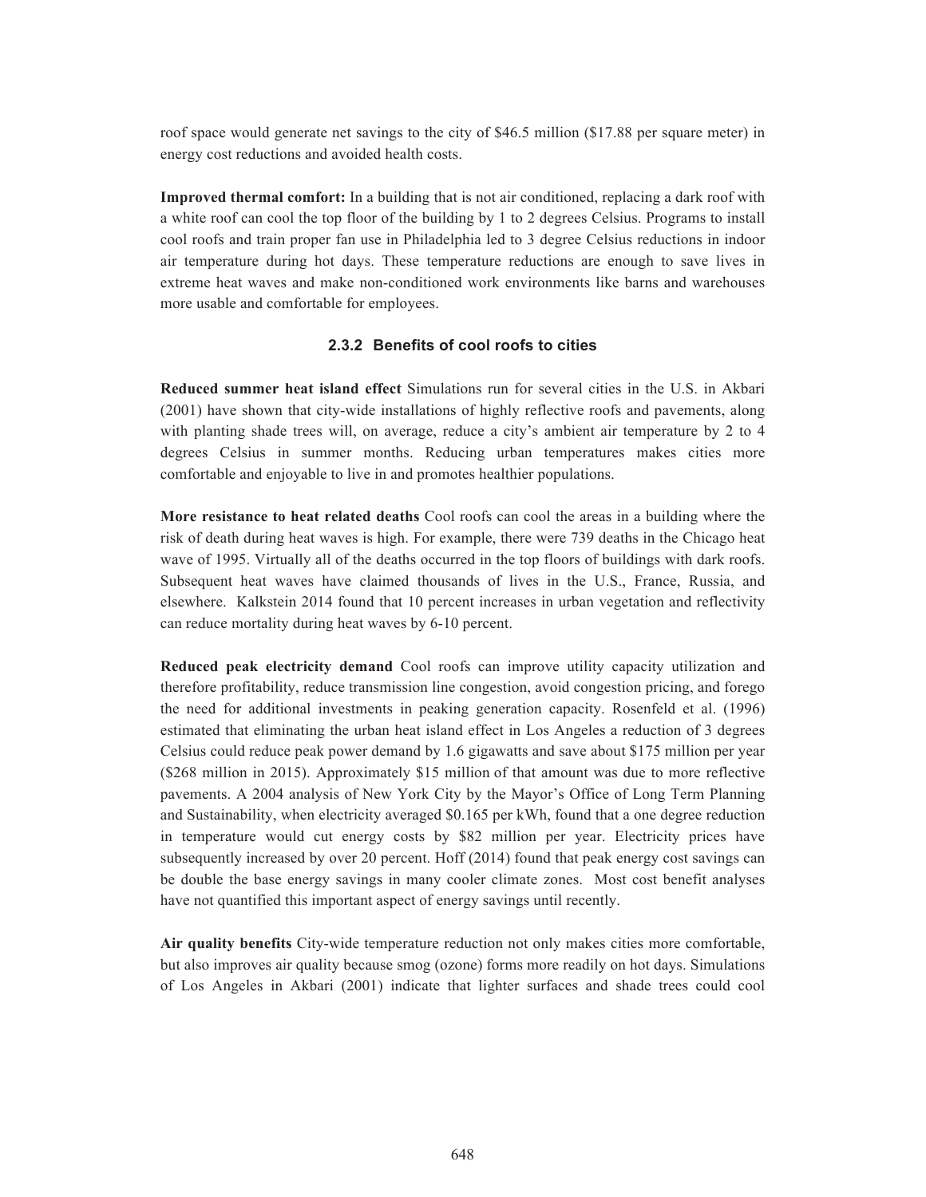roof space would generate net savings to the city of $46.5 million ($17.88 per square meter) in energy cost reductions and avoided health costs.

**Improved thermal comfort:** In a building that is not air conditioned, replacing a dark roof with a white roof can cool the top floor of the building by 1 to 2 degrees Celsius. Programs to install cool roofs and train proper fan use in Philadelphia led to 3 degree Celsius reductions in indoor air temperature during hot days. These temperature reductions are enough to save lives in extreme heat waves and make non-conditioned work environments like barns and warehouses more usable and comfortable for employees.

### 2.3.2 Benefits of cool roofs to cities

**Reduced summer heat island effect** Simulations run for several cities in the U.S. in Akbari (2001) have shown that city-wide installations of highly reflective roofs and pavements, along with planting shade trees will, on average, reduce a city's ambient air temperature by 2 to 4 degrees Celsius in summer months. Reducing urban temperatures makes cities more comfortable and enjoyable to live in and promotes healthier populations.

**More resistance to heat related deaths** Cool roofs can cool the areas in a building where the risk of death during heat waves is high. For example, there were 739 deaths in the Chicago heat wave of 1995. Virtually all of the deaths occurred in the top floors of buildings with dark roofs. Subsequent heat waves have claimed thousands of lives in the U.S., France, Russia, and elsewhere. Kalkstein 2014 found that 10 percent increases in urban vegetation and reflectivity can reduce mortality during heat waves by 6-10 percent.

**Reduced peak electricity demand** Cool roofs can improve utility capacity utilization and therefore profitability, reduce transmission line congestion, avoid congestion pricing, and forego the need for additional investments in peaking generation capacity. Rosenfeld et al. (1996) estimated that eliminating the urban heat island effect in Los Angeles a reduction of 3 degrees Celsius could reduce peak power demand by 1.6 gigawatts and save about $175 million per year ($268 million in 2015). Approximately $15 million of that amount was due to more reflective pavements. A 2004 analysis of New York City by the Mayor's Office of Long Term Planning and Sustainability, when electricity averaged $0.165 per kWh, found that a one degree reduction in temperature would cut energy costs by $82 million per year. Electricity prices have subsequently increased by over 20 percent. Hoff (2014) found that peak energy cost savings can be double the base energy savings in many cooler climate zones. Most cost benefit analyses have not quantified this important aspect of energy savings until recently.

**Air quality benefits** City-wide temperature reduction not only makes cities more comfortable, but also improves air quality because smog (ozone) forms more readily on hot days. Simulations of Los Angeles in Akbari (2001) indicate that lighter surfaces and shade trees could cool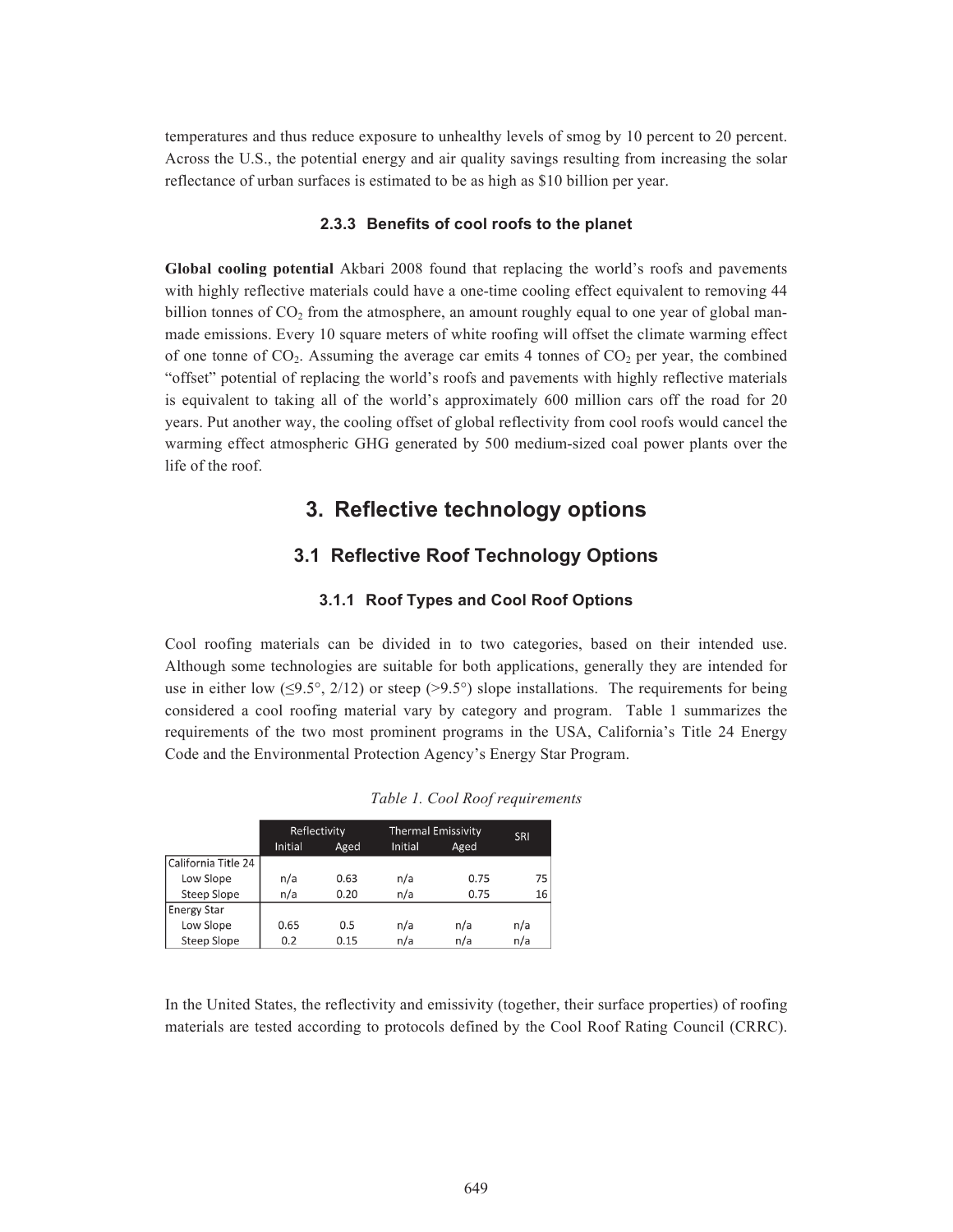temperatures and thus reduce exposure to unhealthy levels of smog by 10 percent to 20 percent. Across the U.S., the potential energy and air quality savings resulting from increasing the solar reflectance of urban surfaces is estimated to be as high as $10 billion per year.

### 2.3.3 Benefits of cool roofs to the planet

**Global cooling potential** Akbari 2008 found that replacing the world's roofs and pavements with highly reflective materials could have a one-time cooling effect equivalent to removing 44 billion tonnes of $CO_2$ from the atmosphere, an amount roughly equal to one year of global man-made emissions. Every 10 square meters of white roofing will offset the climate warming effect of one tonne of $CO_2$. Assuming the average car emits 4 tonnes of $CO_2$ per year, the combined "offset" potential of replacing the world's roofs and pavements with highly reflective materials is equivalent to taking all of the world's approximately 600 million cars off the road for 20 years. Put another way, the cooling offset of global reflectivity from cool roofs would cancel the warming effect atmospheric GHG generated by 500 medium-sized coal power plants over the life of the roof.

# 3. Reflective technology options

## 3.1 Reflective Roof Technology Options

### 3.1.1 Roof Types and Cool Roof Options

Cool roofing materials can be divided in to two categories, based on their intended use. Although some technologies are suitable for both applications, generally they are intended for use in either low (≤9.5°, 2/12) or steep (>9.5°) slope installations. The requirements for being considered a cool roofing material vary by category and program. Table 1 summarizes the requirements of the two most prominent programs in the USA, California's Title 24 Energy Code and the Environmental Protection Agency's Energy Star Program.

*Table 1. Cool Roof requirements*

| | Reflectivity | | Thermal Emissivity | | SRI |
|---|---|---|---|---|---|
| | Initial | Aged | Initial | Aged | |
| California Title 24 | | | | | |
| Low Slope | n/a | 0.63 | n/a | 0.75 | 75 |
| Steep Slope | n/a | 0.20 | n/a | 0.75 | 16 |
| Energy Star | | | | | |
| Low Slope | 0.65 | 0.5 | n/a | n/a | n/a |
| Steep Slope | 0.2 | 0.15 | n/a | n/a | n/a |

In the United States, the reflectivity and emissivity (together, their surface properties) of roofing materials are tested according to protocols defined by the Cool Roof Rating Council (CRRC).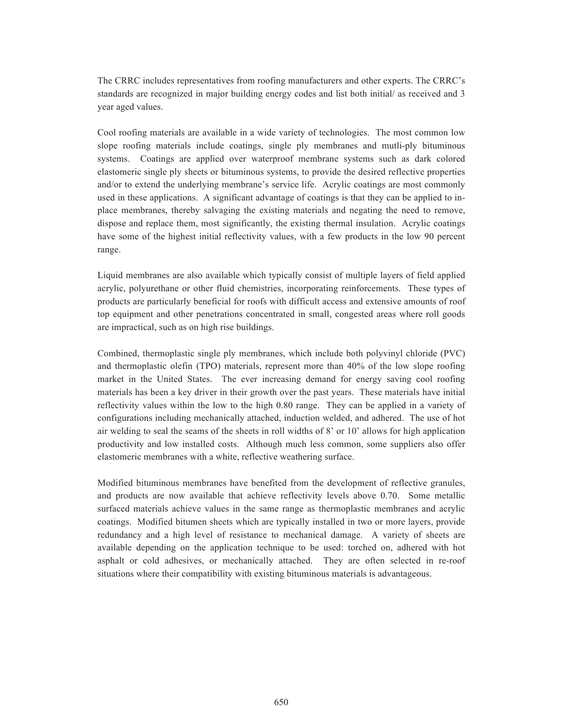The CRRC includes representatives from roofing manufacturers and other experts. The CRRC's standards are recognized in major building energy codes and list both initial/ as received and 3 year aged values.

Cool roofing materials are available in a wide variety of technologies. The most common low slope roofing materials include coatings, single ply membranes and mutli-ply bituminous systems. Coatings are applied over waterproof membrane systems such as dark colored elastomeric single ply sheets or bituminous systems, to provide the desired reflective properties and/or to extend the underlying membrane's service life. Acrylic coatings are most commonly used in these applications. A significant advantage of coatings is that they can be applied to in-place membranes, thereby salvaging the existing materials and negating the need to remove, dispose and replace them, most significantly, the existing thermal insulation. Acrylic coatings have some of the highest initial reflectivity values, with a few products in the low 90 percent range.

Liquid membranes are also available which typically consist of multiple layers of field applied acrylic, polyurethane or other fluid chemistries, incorporating reinforcements. These types of products are particularly beneficial for roofs with difficult access and extensive amounts of roof top equipment and other penetrations concentrated in small, congested areas where roll goods are impractical, such as on high rise buildings.

Combined, thermoplastic single ply membranes, which include both polyvinyl chloride (PVC) and thermoplastic olefin (TPO) materials, represent more than 40% of the low slope roofing market in the United States. The ever increasing demand for energy saving cool roofing materials has been a key driver in their growth over the past years. These materials have initial reflectivity values within the low to the high 0.80 range. They can be applied in a variety of configurations including mechanically attached, induction welded, and adhered. The use of hot air welding to seal the seams of the sheets in roll widths of 8' or 10' allows for high application productivity and low installed costs. Although much less common, some suppliers also offer elastomeric membranes with a white, reflective weathering surface.

Modified bituminous membranes have benefited from the development of reflective granules, and products are now available that achieve reflectivity levels above 0.70. Some metallic surfaced materials achieve values in the same range as thermoplastic membranes and acrylic coatings. Modified bitumen sheets which are typically installed in two or more layers, provide redundancy and a high level of resistance to mechanical damage. A variety of sheets are available depending on the application technique to be used: torched on, adhered with hot asphalt or cold adhesives, or mechanically attached. They are often selected in re-roof situations where their compatibility with existing bituminous materials is advantageous.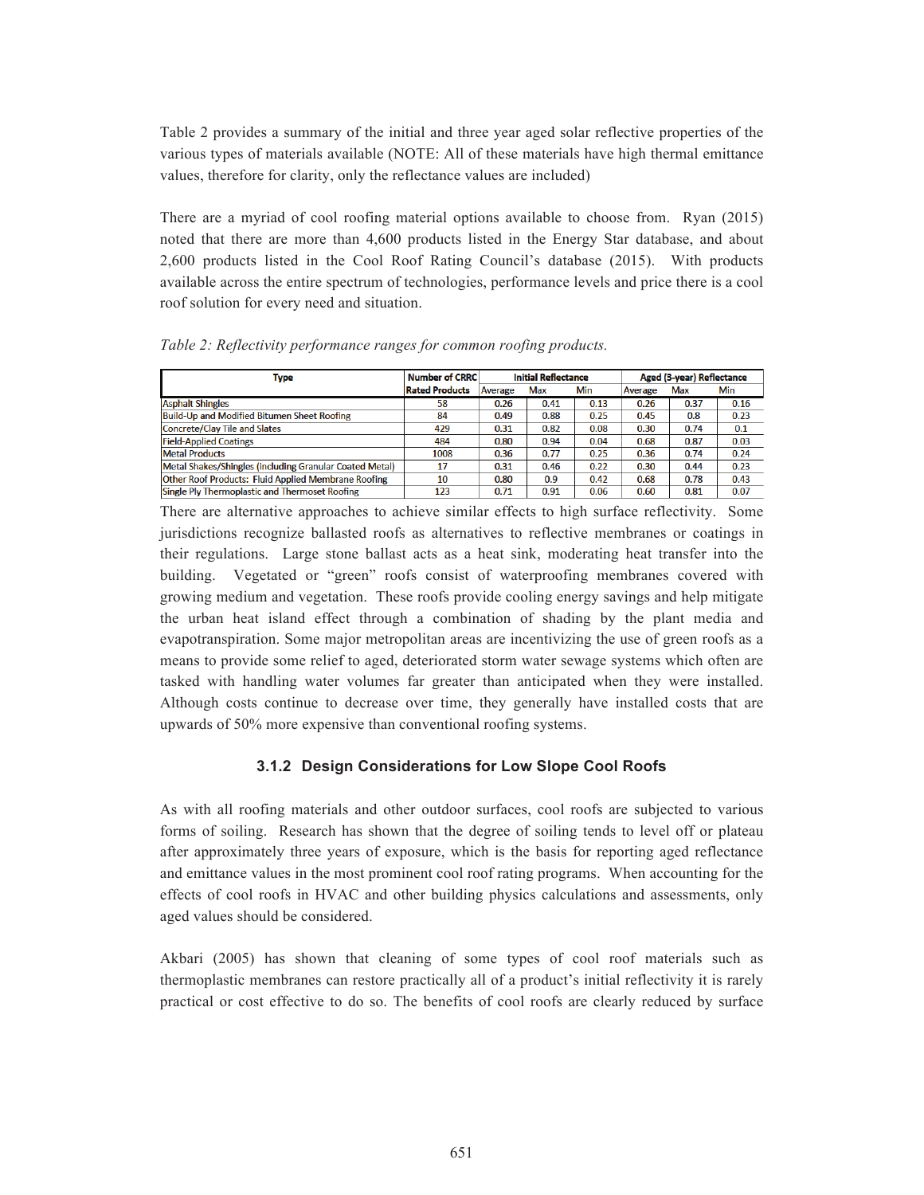Table 2 provides a summary of the initial and three year aged solar reflective properties of the various types of materials available (NOTE: All of these materials have high thermal emittance values, therefore for clarity, only the reflectance values are included)

There are a myriad of cool roofing material options available to choose from. Ryan (2015) noted that there are more than 4,600 products listed in the Energy Star database, and about 2,600 products listed in the Cool Roof Rating Council's database (2015). With products available across the entire spectrum of technologies, performance levels and price there is a cool roof solution for every need and situation.

*Table 2: Reflectivity performance ranges for common roofing products.*

| Type | Number of CRRC Rated Products | Initial Reflectance | | | Aged (3-year) Reflectance | | |
|---|---|---|---|---|---|---|---|
| | | Average | Max | Min | Average | Max | Min |
| Asphalt Shingles | 58 | 0.26 | 0.41 | 0.13 | 0.26 | 0.37 | 0.16 |
| Build-Up and Modified Bitumen Sheet Roofing | 84 | 0.49 | 0.88 | 0.25 | 0.45 | 0.8 | 0.23 |
| Concrete/Clay Tile and Slates | 429 | 0.31 | 0.82 | 0.08 | 0.30 | 0.74 | 0.1 |
| Field-Applied Coatings | 484 | 0.80 | 0.94 | 0.04 | 0.68 | 0.87 | 0.03 |
| Metal Products | 1008 | 0.36 | 0.77 | 0.25 | 0.36 | 0.74 | 0.24 |
| Metal Shakes/Shingles (including Granular Coated Metal) | 17 | 0.31 | 0.46 | 0.22 | 0.30 | 0.44 | 0.23 |
| Other Roof Products: Fluid Applied Membrane Roofing | 10 | 0.80 | 0.9 | 0.42 | 0.68 | 0.78 | 0.43 |
| Single Ply Thermoplastic and Thermoset Roofing | 123 | 0.71 | 0.91 | 0.06 | 0.60 | 0.81 | 0.07 |

There are alternative approaches to achieve similar effects to high surface reflectivity. Some jurisdictions recognize ballasted roofs as alternatives to reflective membranes or coatings in their regulations. Large stone ballast acts as a heat sink, moderating heat transfer into the building. Vegetated or "green" roofs consist of waterproofing membranes covered with growing medium and vegetation. These roofs provide cooling energy savings and help mitigate the urban heat island effect through a combination of shading by the plant media and evapotranspiration. Some major metropolitan areas are incentivizing the use of green roofs as a means to provide some relief to aged, deteriorated storm water sewage systems which often are tasked with handling water volumes far greater than anticipated when they were installed. Although costs continue to decrease over time, they generally have installed costs that are upwards of 50% more expensive than conventional roofing systems.

### 3.1.2 Design Considerations for Low Slope Cool Roofs

As with all roofing materials and other outdoor surfaces, cool roofs are subjected to various forms of soiling. Research has shown that the degree of soiling tends to level off or plateau after approximately three years of exposure, which is the basis for reporting aged reflectance and emittance values in the most prominent cool roof rating programs. When accounting for the effects of cool roofs in HVAC and other building physics calculations and assessments, only aged values should be considered.

Akbari (2005) has shown that cleaning of some types of cool roof materials such as thermoplastic membranes can restore practically all of a product's initial reflectivity it is rarely practical or cost effective to do so. The benefits of cool roofs are clearly reduced by surface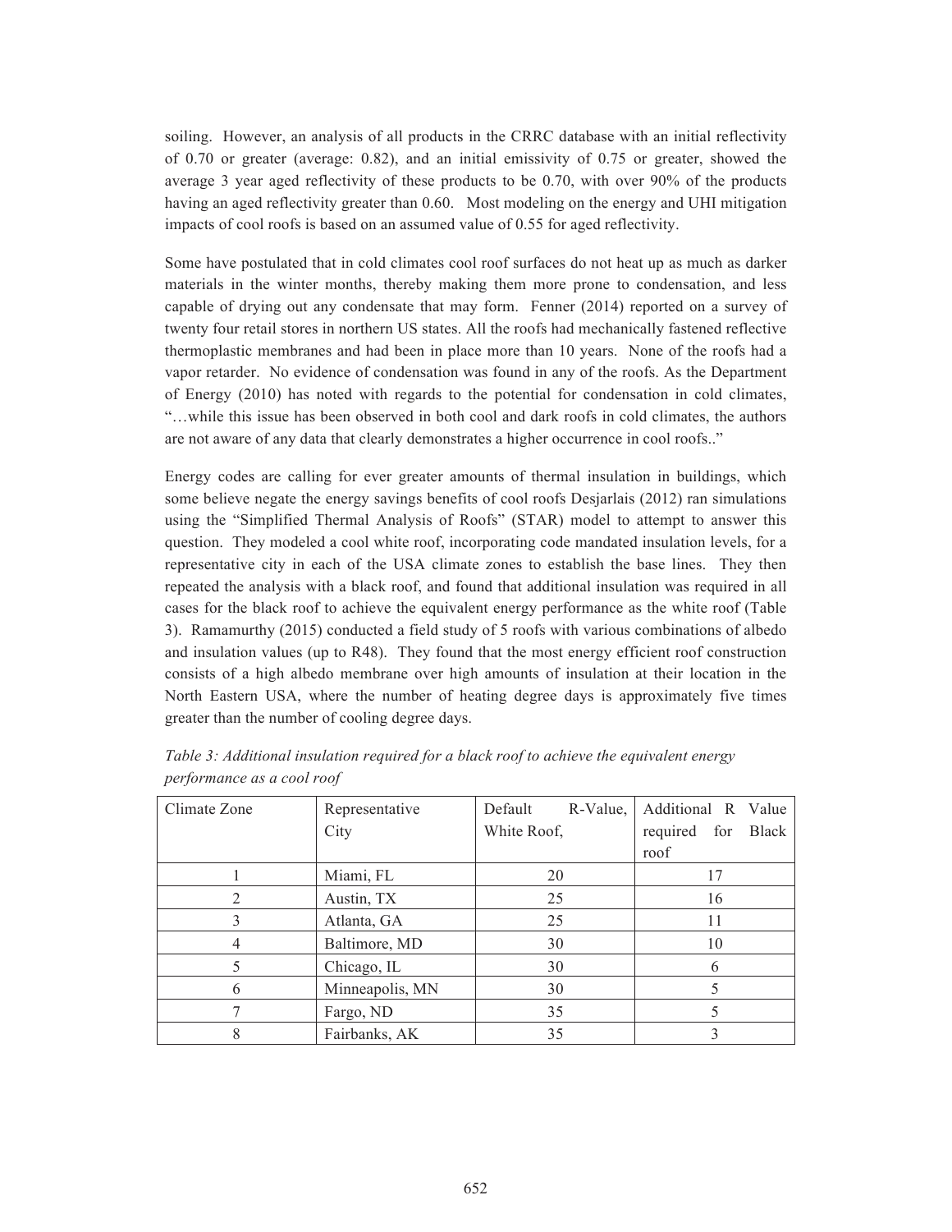soiling. However, an analysis of all products in the CRRC database with an initial reflectivity of 0.70 or greater (average: 0.82), and an initial emissivity of 0.75 or greater, showed the average 3 year aged reflectivity of these products to be 0.70, with over 90% of the products having an aged reflectivity greater than 0.60. Most modeling on the energy and UHI mitigation impacts of cool roofs is based on an assumed value of 0.55 for aged reflectivity.

Some have postulated that in cold climates cool roof surfaces do not heat up as much as darker materials in the winter months, thereby making them more prone to condensation, and less capable of drying out any condensate that may form. Fenner (2014) reported on a survey of twenty four retail stores in northern US states. All the roofs had mechanically fastened reflective thermoplastic membranes and had been in place more than 10 years. None of the roofs had a vapor retarder. No evidence of condensation was found in any of the roofs. As the Department of Energy (2010) has noted with regards to the potential for condensation in cold climates, "…while this issue has been observed in both cool and dark roofs in cold climates, the authors are not aware of any data that clearly demonstrates a higher occurrence in cool roofs.."

Energy codes are calling for ever greater amounts of thermal insulation in buildings, which some believe negate the energy savings benefits of cool roofs Desjarlais (2012) ran simulations using the "Simplified Thermal Analysis of Roofs" (STAR) model to attempt to answer this question. They modeled a cool white roof, incorporating code mandated insulation levels, for a representative city in each of the USA climate zones to establish the base lines. They then repeated the analysis with a black roof, and found that additional insulation was required in all cases for the black roof to achieve the equivalent energy performance as the white roof (Table 3). Ramamurthy (2015) conducted a field study of 5 roofs with various combinations of albedo and insulation values (up to R48). They found that the most energy efficient roof construction consists of a high albedo membrane over high amounts of insulation at their location in the North Eastern USA, where the number of heating degree days is approximately five times greater than the number of cooling degree days.

*Table 3: Additional insulation required for a black roof to achieve the equivalent energy performance as a cool roof*

| Climate Zone | Representative City | Default R-Value, White Roof, | Additional R Value required for Black roof |
|---|---|---|---|
| 1 | Miami, FL | 20 | 17 |
| 2 | Austin, TX | 25 | 16 |
| 3 | Atlanta, GA | 25 | 11 |
| 4 | Baltimore, MD | 30 | 10 |
| 5 | Chicago, IL | 30 | 6 |
| 6 | Minneapolis, MN | 30 | 5 |
| 7 | Fargo, ND | 35 | 5 |
| 8 | Fairbanks, AK | 35 | 3 |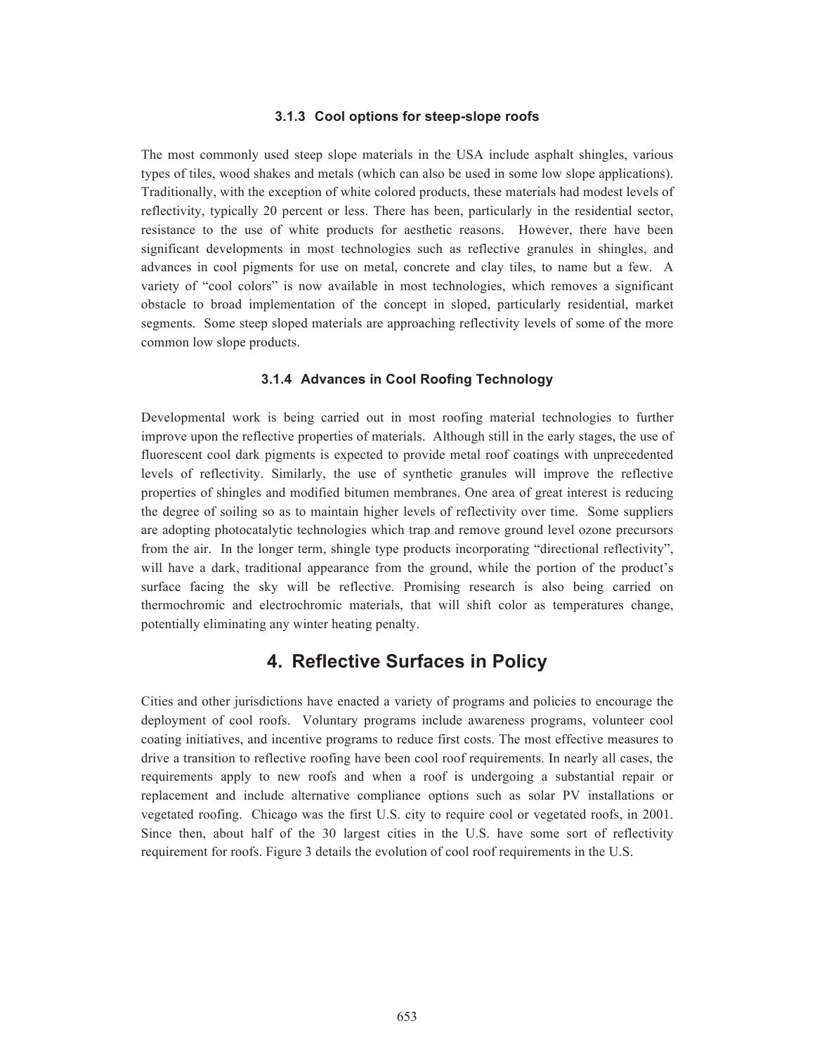### 3.1.3 Cool options for steep-slope roofs

The most commonly used steep slope materials in the USA include asphalt shingles, various types of tiles, wood shakes and metals (which can also be used in some low slope applications). Traditionally, with the exception of white colored products, these materials had modest levels of reflectivity, typically 20 percent or less. There has been, particularly in the residential sector, resistance to the use of white products for aesthetic reasons. However, there have been significant developments in most technologies such as reflective granules in shingles, and advances in cool pigments for use on metal, concrete and clay tiles, to name but a few. A variety of "cool colors" is now available in most technologies, which removes a significant obstacle to broad implementation of the concept in sloped, particularly residential, market segments. Some steep sloped materials are approaching reflectivity levels of some of the more common low slope products.

### 3.1.4 Advances in Cool Roofing Technology

Developmental work is being carried out in most roofing material technologies to further improve upon the reflective properties of materials. Although still in the early stages, the use of fluorescent cool dark pigments is expected to provide metal roof coatings with unprecedented levels of reflectivity. Similarly, the use of synthetic granules will improve the reflective properties of shingles and modified bitumen membranes. One area of great interest is reducing the degree of soiling so as to maintain higher levels of reflectivity over time. Some suppliers are adopting photocatalytic technologies which trap and remove ground level ozone precursors from the air. In the longer term, shingle type products incorporating "directional reflectivity", will have a dark, traditional appearance from the ground, while the portion of the product's surface facing the sky will be reflective. Promising research is also being carried on thermochromic and electrochromic materials, that will shift color as temperatures change, potentially eliminating any winter heating penalty.

## 4. Reflective Surfaces in Policy

Cities and other jurisdictions have enacted a variety of programs and policies to encourage the deployment of cool roofs. Voluntary programs include awareness programs, volunteer cool coating initiatives, and incentive programs to reduce first costs. The most effective measures to drive a transition to reflective roofing have been cool roof requirements. In nearly all cases, the requirements apply to new roofs and when a roof is undergoing a substantial repair or replacement and include alternative compliance options such as solar PV installations or vegetated roofing. Chicago was the first U.S. city to require cool or vegetated roofs, in 2001. Since then, about half of the 30 largest cities in the U.S. have some sort of reflectivity requirement for roofs. Figure 3 details the evolution of cool roof requirements in the U.S.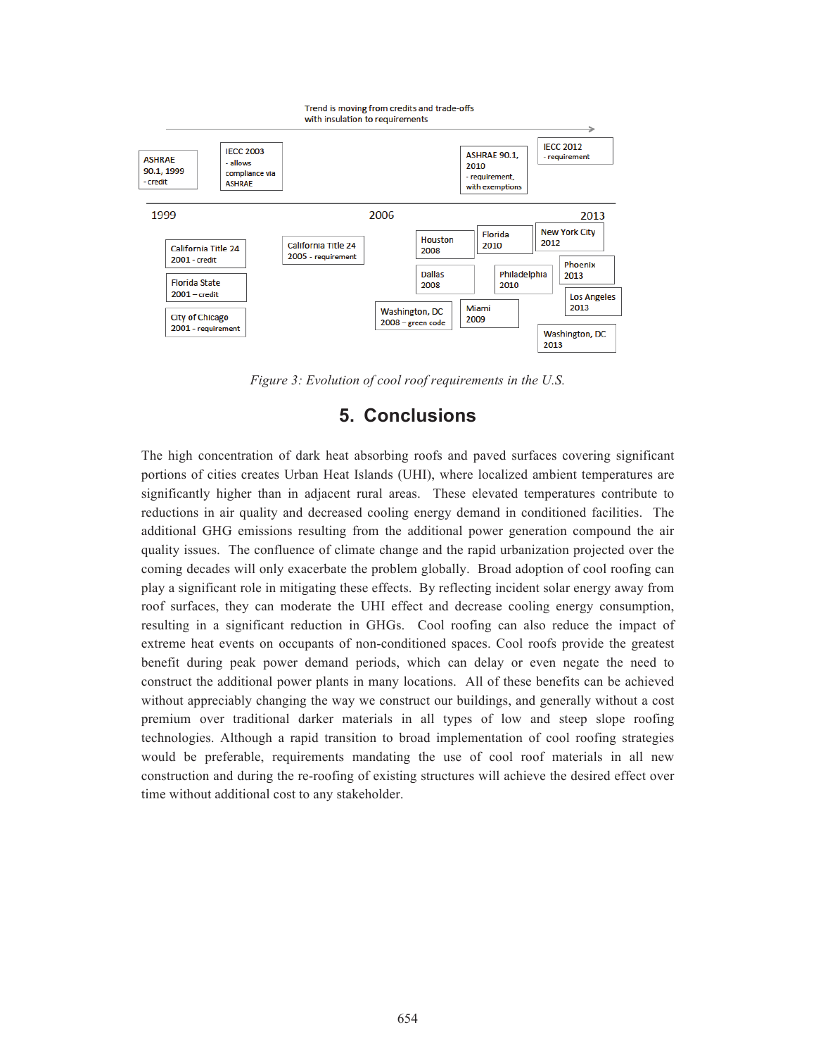Trend is moving from credits and trade-offs with insulation to requirements

ASHRAE 90.1, 1999 - credit

IECC 2003 - allows compliance via ASHRAE

ASHRAE 90.1, 2010 - requirement, with exemptions

IECC 2012 - requirement

1999 2006 2013

California Title 24 2001 - credit

Florida State 2001 – credit

City of Chicago 2001 - requirement

California Title 24 2005 - requirement

Houston 2008

Dallas 2008

Washington, DC 2008 – green code

Florida 2010

Philadelphia 2010

Miami 2009

New York City 2012

Phoenix 2013

Los Angeles 2013

Washington, DC 2013

*Figure 3: Evolution of cool roof requirements in the U.S.*

## 5. Conclusions

The high concentration of dark heat absorbing roofs and paved surfaces covering significant portions of cities creates Urban Heat Islands (UHI), where localized ambient temperatures are significantly higher than in adjacent rural areas. These elevated temperatures contribute to reductions in air quality and decreased cooling energy demand in conditioned facilities. The additional GHG emissions resulting from the additional power generation compound the air quality issues. The confluence of climate change and the rapid urbanization projected over the coming decades will only exacerbate the problem globally. Broad adoption of cool roofing can play a significant role in mitigating these effects. By reflecting incident solar energy away from roof surfaces, they can moderate the UHI effect and decrease cooling energy consumption, resulting in a significant reduction in GHGs. Cool roofing can also reduce the impact of extreme heat events on occupants of non-conditioned spaces. Cool roofs provide the greatest benefit during peak power demand periods, which can delay or even negate the need to construct the additional power plants in many locations. All of these benefits can be achieved without appreciably changing the way we construct our buildings, and generally without a cost premium over traditional darker materials in all types of low and steep slope roofing technologies. Although a rapid transition to broad implementation of cool roofing strategies would be preferable, requirements mandating the use of cool roof materials in all new construction and during the re-roofing of existing structures will achieve the desired effect over time without additional cost to any stakeholder.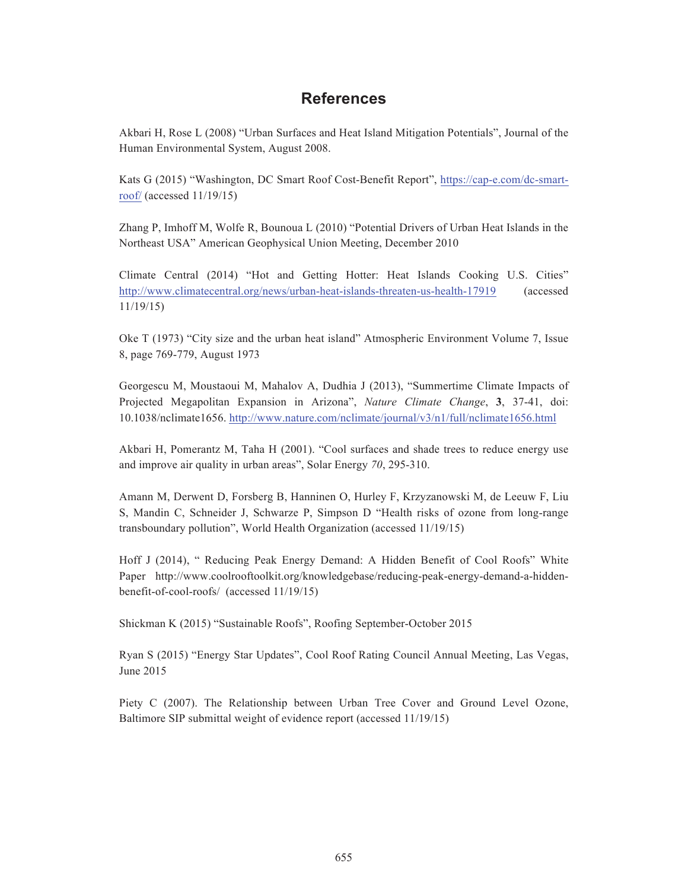# References

Akbari H, Rose L (2008) “Urban Surfaces and Heat Island Mitigation Potentials”, Journal of the Human Environmental System, August 2008.

Kats G (2015) “Washington, DC Smart Roof Cost-Benefit Report”, https://cap-e.com/dc-smart-roof/ (accessed 11/19/15)

Zhang P, Imhoff M, Wolfe R, Bounoua L (2010) “Potential Drivers of Urban Heat Islands in the Northeast USA” American Geophysical Union Meeting, December 2010

Climate Central (2014) “Hot and Getting Hotter: Heat Islands Cooking U.S. Cities” http://www.climatecentral.org/news/urban-heat-islands-threaten-us-health-17919 (accessed 11/19/15)

Oke T (1973) “City size and the urban heat island” Atmospheric Environment Volume 7, Issue 8, page 769-779, August 1973

Georgescu M, Moustaoui M, Mahalov A, Dudhia J (2013), “Summertime Climate Impacts of Projected Megapolitan Expansion in Arizona”, *Nature Climate Change*, **3**, 37-41, doi: 10.1038/nclimate1656. http://www.nature.com/nclimate/journal/v3/n1/full/nclimate1656.html

Akbari H, Pomerantz M, Taha H (2001). “Cool surfaces and shade trees to reduce energy use and improve air quality in urban areas”, Solar Energy *70*, 295-310.

Amann M, Derwent D, Forsberg B, Hanninen O, Hurley F, Krzyzanowski M, de Leeuw F, Liu S, Mandin C, Schneider J, Schwarze P, Simpson D “Health risks of ozone from long-range transboundary pollution”, World Health Organization (accessed 11/19/15)

Hoff J (2014), “ Reducing Peak Energy Demand: A Hidden Benefit of Cool Roofs” White Paper http://www.coolrooftoolkit.org/knowledgebase/reducing-peak-energy-demand-a-hidden-benefit-of-cool-roofs/ (accessed 11/19/15)

Shickman K (2015) “Sustainable Roofs”, Roofing September-October 2015

Ryan S (2015) “Energy Star Updates”, Cool Roof Rating Council Annual Meeting, Las Vegas, June 2015

Piety C (2007). The Relationship between Urban Tree Cover and Ground Level Ozone, Baltimore SIP submittal weight of evidence report (accessed 11/19/15)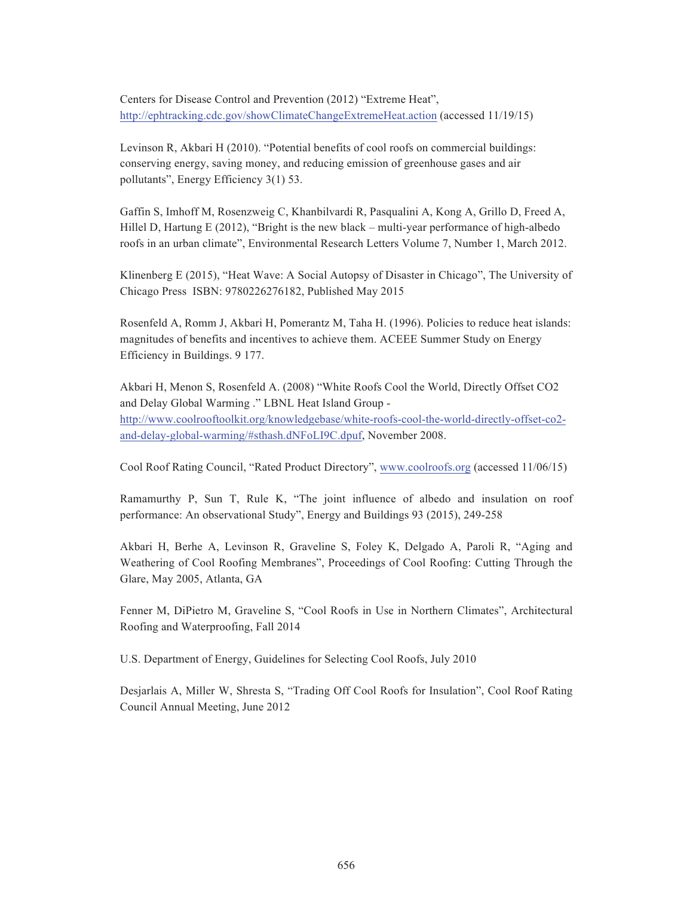Centers for Disease Control and Prevention (2012) "Extreme Heat", http://ephtracking.cdc.gov/showClimateChangeExtremeHeat.action (accessed 11/19/15)

Levinson R, Akbari H (2010). "Potential benefits of cool roofs on commercial buildings: conserving energy, saving money, and reducing emission of greenhouse gases and air pollutants", Energy Efficiency 3(1) 53.

Gaffin S, Imhoff M, Rosenzweig C, Khanbilvardi R, Pasqualini A, Kong A, Grillo D, Freed A, Hillel D, Hartung E (2012), "Bright is the new black – multi-year performance of high-albedo roofs in an urban climate", Environmental Research Letters Volume 7, Number 1, March 2012.

Klinenberg E (2015), "Heat Wave: A Social Autopsy of Disaster in Chicago", The University of Chicago Press ISBN: 9780226276182, Published May 2015

Rosenfeld A, Romm J, Akbari H, Pomerantz M, Taha H. (1996). Policies to reduce heat islands: magnitudes of benefits and incentives to achieve them. ACEEE Summer Study on Energy Efficiency in Buildings. 9 177.

Akbari H, Menon S, Rosenfeld A. (2008) "White Roofs Cool the World, Directly Offset CO2 and Delay Global Warming ." LBNL Heat Island Group - http://www.coolrooftoolkit.org/knowledgebase/white-roofs-cool-the-world-directly-offset-co2-and-delay-global-warming/#sthash.dNFoLI9C.dpuf, November 2008.

Cool Roof Rating Council, "Rated Product Directory", www.coolroofs.org (accessed 11/06/15)

Ramamurthy P, Sun T, Rule K, "The joint influence of albedo and insulation on roof performance: An observational Study", Energy and Buildings 93 (2015), 249-258

Akbari H, Berhe A, Levinson R, Graveline S, Foley K, Delgado A, Paroli R, "Aging and Weathering of Cool Roofing Membranes", Proceedings of Cool Roofing: Cutting Through the Glare, May 2005, Atlanta, GA

Fenner M, DiPietro M, Graveline S, "Cool Roofs in Use in Northern Climates", Architectural Roofing and Waterproofing, Fall 2014

U.S. Department of Energy, Guidelines for Selecting Cool Roofs, July 2010

Desjarlais A, Miller W, Shresta S, "Trading Off Cool Roofs for Insulation", Cool Roof Rating Council Annual Meeting, June 2012